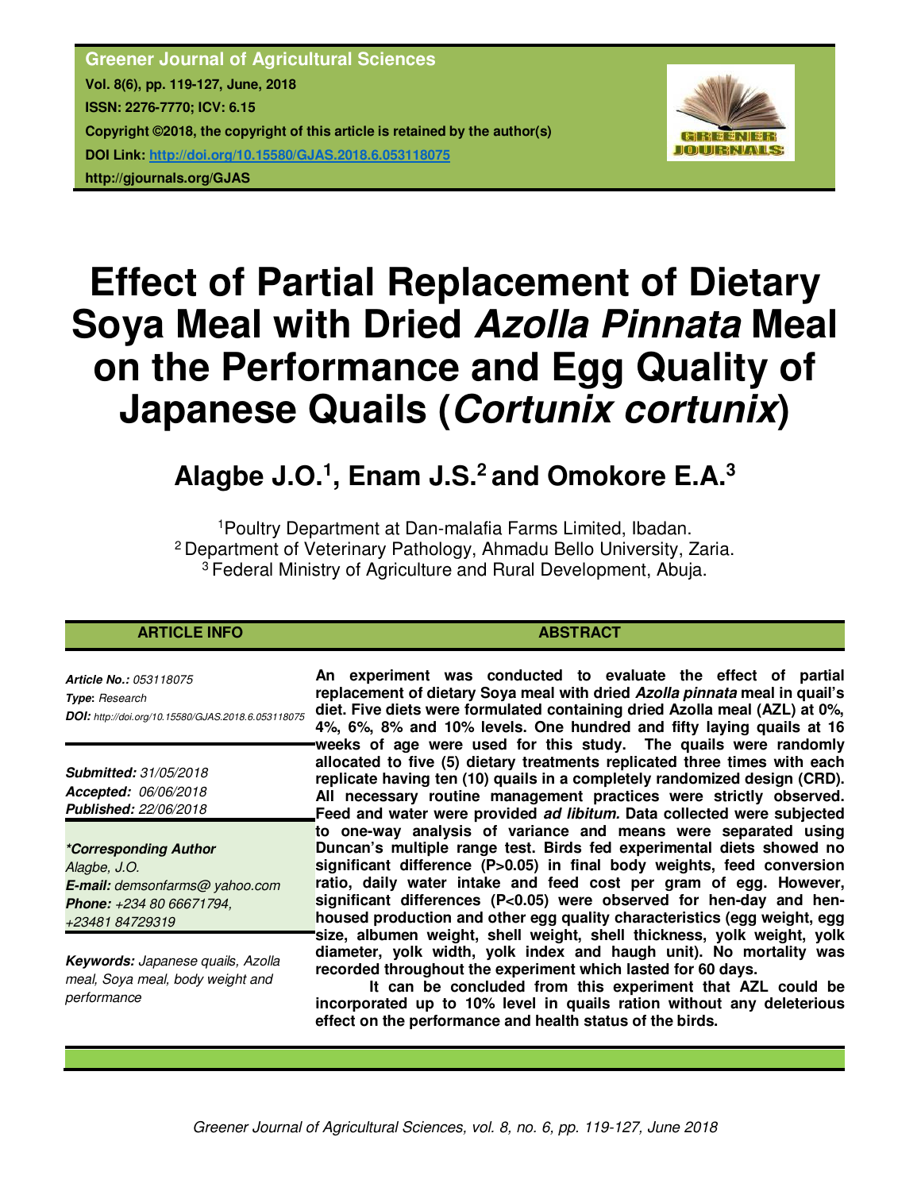# Effect of Partial Replacement of Dietary Soya Meal with Dried *Azolla Pinnata* Meal on the Performance and Egg Quality of Japanese Quails (*Cortunix cortunix*)

## Alagbe J.O.[1], Enam J.S.[2] and Omokore E.A.[3]

[1]Poultry Department at Dan-malafia Farms Limited, Ibadan.
[2] Department of Veterinary Pathology, Ahmadu Bello University, Zaria.
[3] Federal Ministry of Agriculture and Rural Development, Abuja.

### ARTICLE INFO

***Article No.:*** *053118075*
***Type*:** *Research*
***DOI:*** *http://doi.org/10.15580/GJAS.2018.6.053118075*

***Submitted:*** *31/05/2018*
***Accepted:*** *06/06/2018*
***Published:*** *22/06/2018*

***\*Corresponding Author***
*Alagbe, J.O.*
***E-mail:*** *demsonfarms@ yahoo.com*
***Phone:*** *+234 80 66671794, +23481 84729319*

***Keywords:*** *Japanese quails, Azolla meal, Soya meal, body weight and performance*

### ABSTRACT

**An experiment was conducted to evaluate the effect of partial replacement of dietary Soya meal with dried *Azolla pinnata* meal in quail's diet. Five diets were formulated containing dried Azolla meal (AZL) at 0%, 4%, 6%, 8% and 10% levels. One hundred and fifty laying quails at 16 weeks of age were used for this study. The quails were randomly allocated to five (5) dietary treatments replicated three times with each replicate having ten (10) quails in a completely randomized design (CRD). All necessary routine management practices were strictly observed. Feed and water were provided *ad libitum.* Data collected were subjected to one-way analysis of variance and means were separated using Duncan's multiple range test. Birds fed experimental diets showed no significant difference (P>0.05) in final body weights, feed conversion ratio, daily water intake and feed cost per gram of egg. However, significant differences (P<0.05) were observed for hen-day and hen-housed production and other egg quality characteristics (egg weight, egg size, albumen weight, shell weight, shell thickness, yolk weight, yolk diameter, yolk width, yolk index and haugh unit). No mortality was recorded throughout the experiment which lasted for 60 days.**

**It can be concluded from this experiment that AZL could be incorporated up to 10% level in quails ration without any deleterious effect on the performance and health status of the birds.**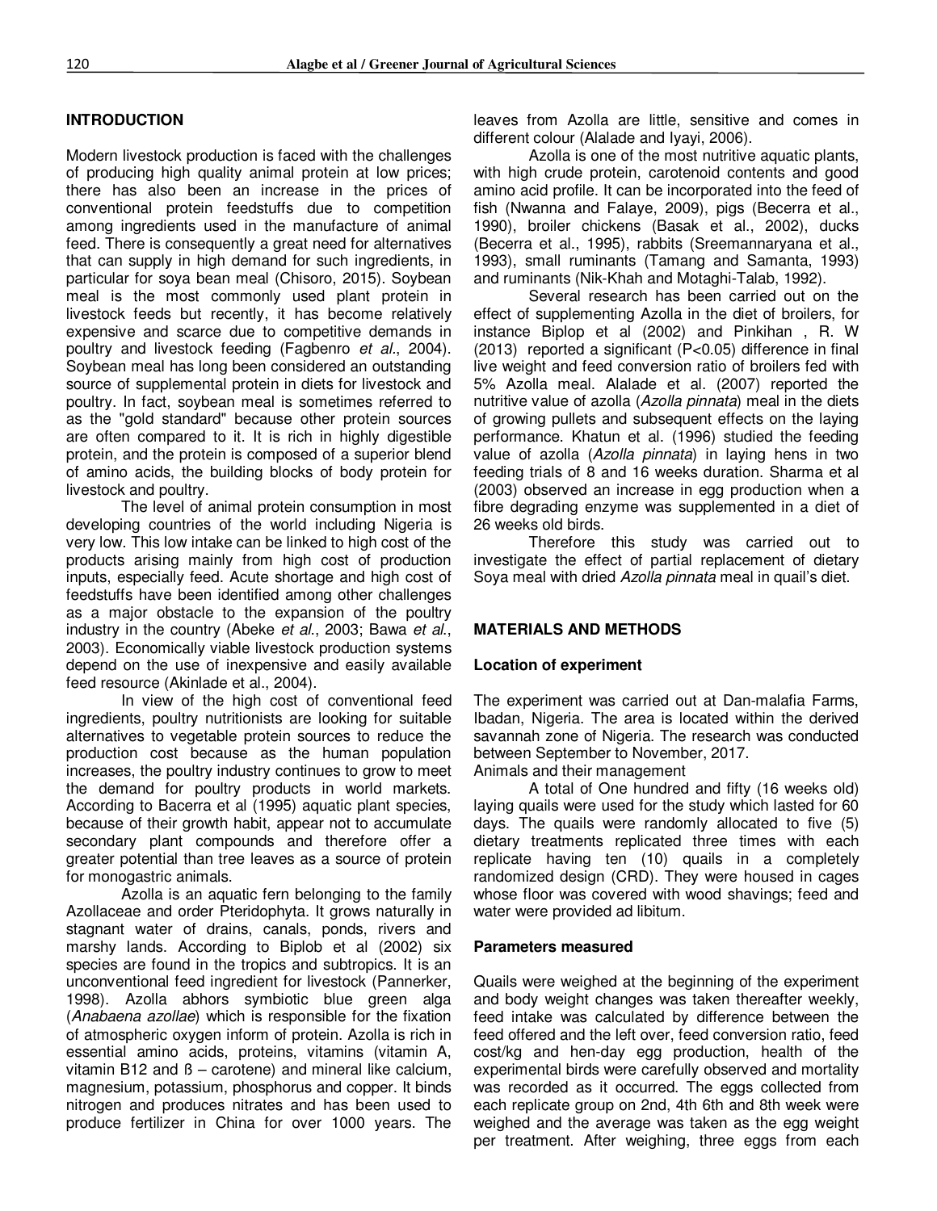## INTRODUCTION

Modern livestock production is faced with the challenges of producing high quality animal protein at low prices; there has also been an increase in the prices of conventional protein feedstuffs due to competition among ingredients used in the manufacture of animal feed. There is consequently a great need for alternatives that can supply in high demand for such ingredients, in particular for soya bean meal (Chisoro, 2015). Soybean meal is the most commonly used plant protein in livestock feeds but recently, it has become relatively expensive and scarce due to competitive demands in poultry and livestock feeding (Fagbenro *et al*., 2004). Soybean meal has long been considered an outstanding source of supplemental protein in diets for livestock and poultry. In fact, soybean meal is sometimes referred to as the "gold standard" because other protein sources are often compared to it. It is rich in highly digestible protein, and the protein is composed of a superior blend of amino acids, the building blocks of body protein for livestock and poultry.

The level of animal protein consumption in most developing countries of the world including Nigeria is very low. This low intake can be linked to high cost of the products arising mainly from high cost of production inputs, especially feed. Acute shortage and high cost of feedstuffs have been identified among other challenges as a major obstacle to the expansion of the poultry industry in the country (Abeke *et al*., 2003; Bawa *et al*., 2003). Economically viable livestock production systems depend on the use of inexpensive and easily available feed resource (Akinlade et al., 2004).

In view of the high cost of conventional feed ingredients, poultry nutritionists are looking for suitable alternatives to vegetable protein sources to reduce the production cost because as the human population increases, the poultry industry continues to grow to meet the demand for poultry products in world markets. According to Bacerra et al (1995) aquatic plant species, because of their growth habit, appear not to accumulate secondary plant compounds and therefore offer a greater potential than tree leaves as a source of protein for monogastric animals.

Azolla is an aquatic fern belonging to the family Azollaceae and order Pteridophyta. It grows naturally in stagnant water of drains, canals, ponds, rivers and marshy lands. According to Biplob et al (2002) six species are found in the tropics and subtropics. It is an unconventional feed ingredient for livestock (Pannerker, 1998). Azolla abhors symbiotic blue green alga (*Anabaena azollae*) which is responsible for the fixation of atmospheric oxygen inform of protein. Azolla is rich in essential amino acids, proteins, vitamins (vitamin A, vitamin B12 and ß – carotene) and mineral like calcium, magnesium, potassium, phosphorus and copper. It binds nitrogen and produces nitrates and has been used to produce fertilizer in China for over 1000 years. The leaves from Azolla are little, sensitive and comes in different colour (Alalade and Iyayi, 2006).

Azolla is one of the most nutritive aquatic plants, with high crude protein, carotenoid contents and good amino acid profile. It can be incorporated into the feed of fish (Nwanna and Falaye, 2009), pigs (Becerra et al., 1990), broiler chickens (Basak et al., 2002), ducks (Becerra et al., 1995), rabbits (Sreemannaryana et al., 1993), small ruminants (Tamang and Samanta, 1993) and ruminants (Nik-Khah and Motaghi-Talab, 1992).

Several research has been carried out on the effect of supplementing Azolla in the diet of broilers, for instance Biplop et al (2002) and Pinkihan , R. W (2013) reported a significant (P<0.05) difference in final live weight and feed conversion ratio of broilers fed with 5% Azolla meal. Alalade et al. (2007) reported the nutritive value of azolla (*Azolla pinnata*) meal in the diets of growing pullets and subsequent effects on the laying performance. Khatun et al. (1996) studied the feeding value of azolla (*Azolla pinnata*) in laying hens in two feeding trials of 8 and 16 weeks duration. Sharma et al (2003) observed an increase in egg production when a fibre degrading enzyme was supplemented in a diet of 26 weeks old birds.

Therefore this study was carried out to investigate the effect of partial replacement of dietary Soya meal with dried *Azolla pinnata* meal in quail's diet.

## MATERIALS AND METHODS

### Location of experiment

The experiment was carried out at Dan-malafia Farms, Ibadan, Nigeria. The area is located within the derived savannah zone of Nigeria. The research was conducted between September to November, 2017.

Animals and their management

A total of One hundred and fifty (16 weeks old) laying quails were used for the study which lasted for 60 days. The quails were randomly allocated to five (5) dietary treatments replicated three times with each replicate having ten (10) quails in a completely randomized design (CRD). They were housed in cages whose floor was covered with wood shavings; feed and water were provided ad libitum.

### Parameters measured

Quails were weighed at the beginning of the experiment and body weight changes was taken thereafter weekly, feed intake was calculated by difference between the feed offered and the left over, feed conversion ratio, feed cost/kg and hen-day egg production, health of the experimental birds were carefully observed and mortality was recorded as it occurred. The eggs collected from each replicate group on 2nd, 4th 6th and 8th week were weighed and the average was taken as the egg weight per treatment. After weighing, three eggs from each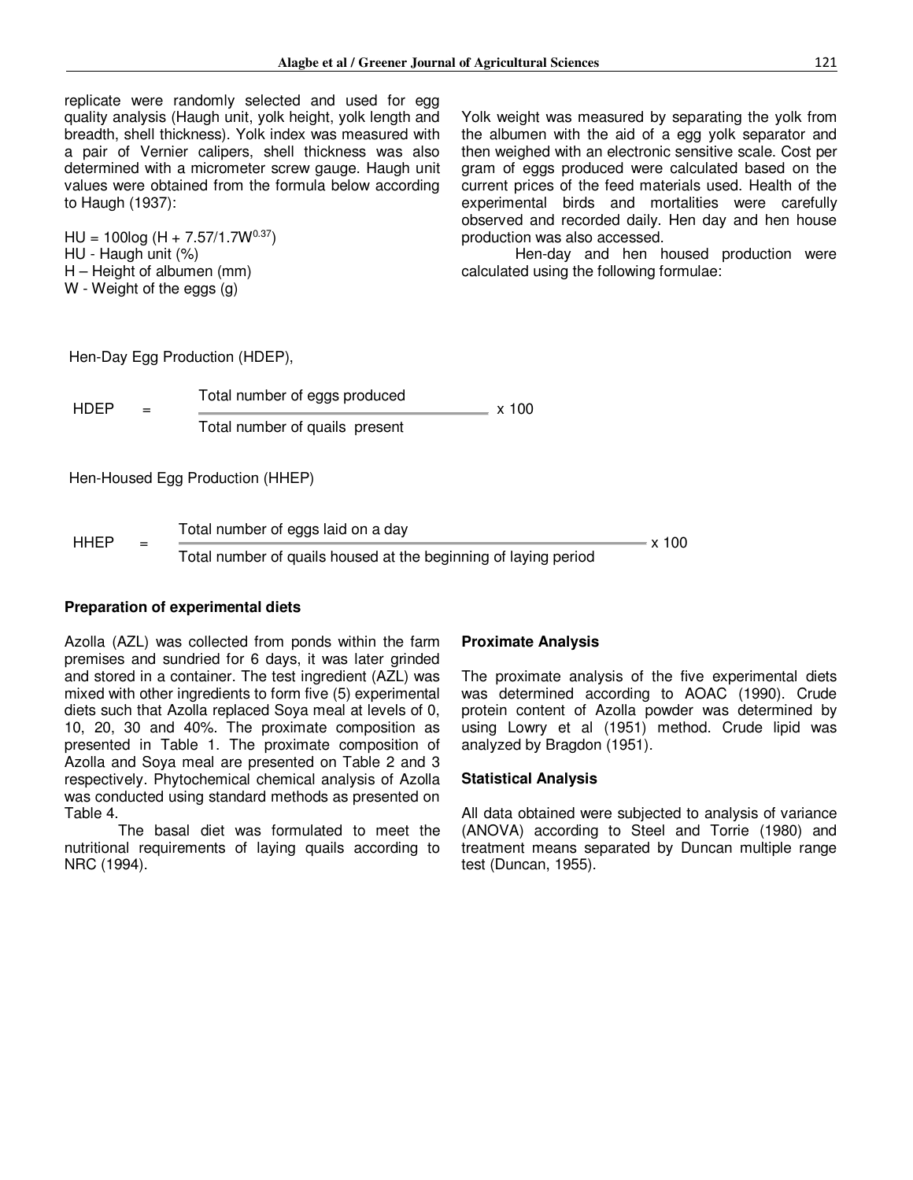replicate were randomly selected and used for egg quality analysis (Haugh unit, yolk height, yolk length and breadth, shell thickness). Yolk index was measured with a pair of Vernier calipers, shell thickness was also determined with a micrometer screw gauge. Haugh unit values were obtained from the formula below according to Haugh (1937):

$HU = 100\log (H + 7.57/1.7W^{0.37})$
HU - Haugh unit (%)
H – Height of albumen (mm)
W - Weight of the eggs (g)

Yolk weight was measured by separating the yolk from the albumen with the aid of a egg yolk separator and then weighed with an electronic sensitive scale. Cost per gram of eggs produced were calculated based on the current prices of the feed materials used. Health of the experimental birds and mortalities were carefully observed and recorded daily. Hen day and hen house production was also accessed.

Hen-day and hen housed production were calculated using the following formulae:

Hen-Day Egg Production (HDEP),

$$HDEP = \frac{\text{Total number of eggs produced}}{\text{Total number of quails present}} \times 100$$

Hen-Housed Egg Production (HHEP)

$$HHEP = \frac{\text{Total number of eggs laid on a day}}{\text{Total number of quails housed at the beginning of laying period}} \times 100$$

### Preparation of experimental diets

Azolla (AZL) was collected from ponds within the farm premises and sundried for 6 days, it was later grinded and stored in a container. The test ingredient (AZL) was mixed with other ingredients to form five (5) experimental diets such that Azolla replaced Soya meal at levels of 0, 10, 20, 30 and 40%. The proximate composition as presented in Table 1. The proximate composition of Azolla and Soya meal are presented on Table 2 and 3 respectively. Phytochemical chemical analysis of Azolla was conducted using standard methods as presented on Table 4.

The basal diet was formulated to meet the nutritional requirements of laying quails according to NRC (1994).

### Proximate Analysis

The proximate analysis of the five experimental diets was determined according to AOAC (1990). Crude protein content of Azolla powder was determined by using Lowry et al (1951) method. Crude lipid was analyzed by Bragdon (1951).

### Statistical Analysis

All data obtained were subjected to analysis of variance (ANOVA) according to Steel and Torrie (1980) and treatment means separated by Duncan multiple range test (Duncan, 1955).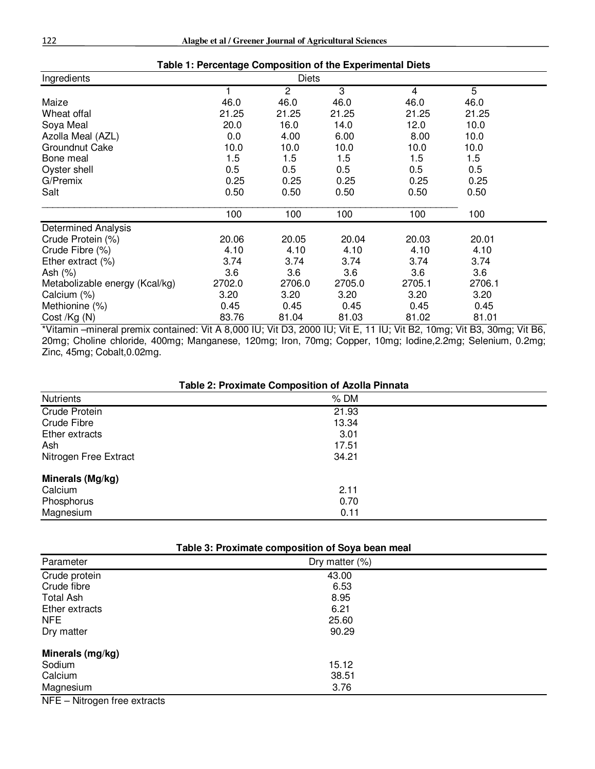**Table 1: Percentage Composition of the Experimental Diets**

| Ingredients | Diets | | | | |
|---|---|---|---|---|---|
| | 1 | 2 | 3 | 4 | 5 |
| Maize | 46.0 | 46.0 | 46.0 | 46.0 | 46.0 |
| Wheat offal | 21.25 | 21.25 | 21.25 | 21.25 | 21.25 |
| Soya Meal | 20.0 | 16.0 | 14.0 | 12.0 | 10.0 |
| Azolla Meal (AZL) | 0.0 | 4.00 | 6.00 | 8.00 | 10.0 |
| Groundnut Cake | 10.0 | 10.0 | 10.0 | 10.0 | 10.0 |
| Bone meal | 1.5 | 1.5 | 1.5 | 1.5 | 1.5 |
| Oyster shell | 0.5 | 0.5 | 0.5 | 0.5 | 0.5 |
| G/Premix | 0.25 | 0.25 | 0.25 | 0.25 | 0.25 |
| Salt | 0.50 | 0.50 | 0.50 | 0.50 | 0.50 |
| | 100 | 100 | 100 | 100 | 100 |
| Determined Analysis | | | | | |
| Crude Protein (%) | 20.06 | 20.05 | 20.04 | 20.03 | 20.01 |
| Crude Fibre (%) | 4.10 | 4.10 | 4.10 | 4.10 | 4.10 |
| Ether extract (%) | 3.74 | 3.74 | 3.74 | 3.74 | 3.74 |
| Ash (%) | 3.6 | 3.6 | 3.6 | 3.6 | 3.6 |
| Metabolizable energy (Kcal/kg) | 2702.0 | 2706.0 | 2705.0 | 2705.1 | 2706.1 |
| Calcium (%) | 3.20 | 3.20 | 3.20 | 3.20 | 3.20 |
| Methionine (%) | 0.45 | 0.45 | 0.45 | 0.45 | 0.45 |
| Cost /Kg (N) | 83.76 | 81.04 | 81.03 | 81.02 | 81.01 |

*Vitamin –mineral premix contained: Vit A 8,000 IU; Vit D3, 2000 IU; Vit E, 11 IU; Vit B2, 10mg; Vit B3, 30mg; Vit B6, 20mg; Choline chloride, 400mg; Manganese, 120mg; Iron, 70mg; Copper, 10mg; Iodine,2.2mg; Selenium, 0.2mg; Zinc, 45mg; Cobalt,0.02mg.

**Table 2: Proximate Composition of Azolla Pinnata**

| Nutrients | % DM |
|---|---|
| Crude Protein | 21.93 |
| Crude Fibre | 13.34 |
| Ether extracts | 3.01 |
| Ash | 17.51 |
| Nitrogen Free Extract | 34.21 |
| **Minerals (Mg/kg)** | |
| Calcium | 2.11 |
| Phosphorus | 0.70 |
| Magnesium | 0.11 |

**Table 3: Proximate composition of Soya bean meal**

| Parameter | Dry matter (%) |
|---|---|
| Crude protein | 43.00 |
| Crude fibre | 6.53 |
| Total Ash | 8.95 |
| Ether extracts | 6.21 |
| NFE | 25.60 |
| Dry matter | 90.29 |
| **Minerals (mg/kg)** | |
| Sodium | 15.12 |
| Calcium | 38.51 |
| Magnesium | 3.76 |

NFE – Nitrogen free extracts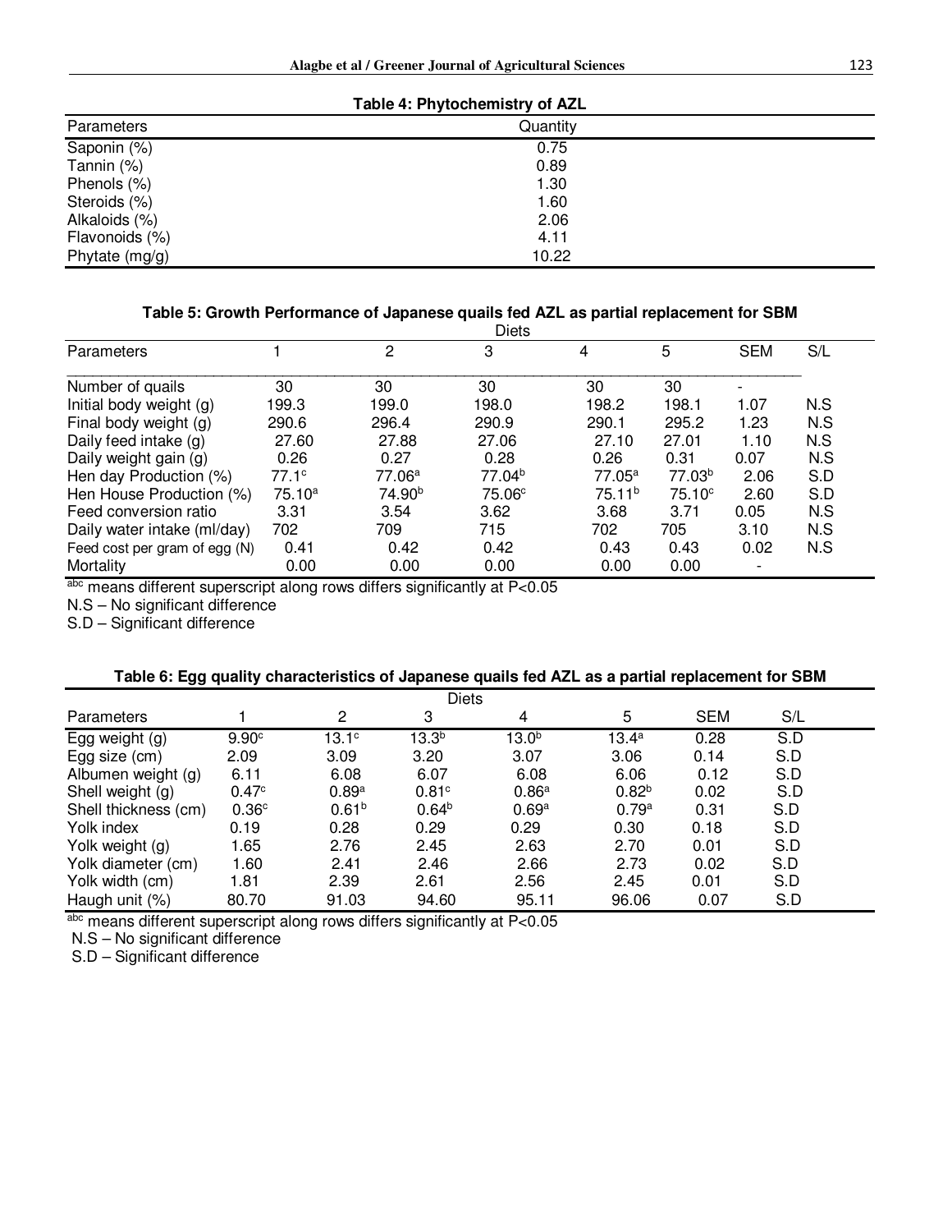**Table 4: Phytochemistry of AZL**

| Parameters | Quantity |
|---|---|
| Saponin (%) | 0.75 |
| Tannin (%) | 0.89 |
| Phenols (%) | 1.30 |
| Steroids (%) | 1.60 |
| Alkaloids (%) | 2.06 |
| Flavonoids (%) | 4.11 |
| Phytate (mg/g) | 10.22 |

**Table 5: Growth Performance of Japanese quails fed AZL as partial replacement for SBM**

| | Diets | | | | | | |
|---|---|---|---|---|---|---|---|
| Parameters | 1 | 2 | 3 | 4 | 5 | SEM | S/L |
| Number of quails | 30 | 30 | 30 | 30 | 30 | - | |
| Initial body weight (g) | 199.3 | 199.0 | 198.0 | 198.2 | 198.1 | 1.07 | N.S |
| Final body weight (g) | 290.6 | 296.4 | 290.9 | 290.1 | 295.2 | 1.23 | N.S |
| Daily feed intake (g) | 27.60 | 27.88 | 27.06 | 27.10 | 27.01 | 1.10 | N.S |
| Daily weight gain (g) | 0.26 | 0.27 | 0.28 | 0.26 | 0.31 | 0.07 | N.S |
| Hen day Production (%) | 77.1[c] | 77.06[a] | 77.04[b] | 77.05[a] | 77.03[b] | 2.06 | S.D |
| Hen House Production (%) | 75.10[a] | 74.90[b] | 75.06[c] | 75.11[b] | 75.10[c] | 2.60 | S.D |
| Feed conversion ratio | 3.31 | 3.54 | 3.62 | 3.68 | 3.71 | 0.05 | N.S |
| Daily water intake (ml/day) | 702 | 709 | 715 | 702 | 705 | 3.10 | N.S |
| Feed cost per gram of egg (N) | 0.41 | 0.42 | 0.42 | 0.43 | 0.43 | 0.02 | N.S |
| Mortality | 0.00 | 0.00 | 0.00 | 0.00 | 0.00 | - | |

[abc] means different superscript along rows differs significantly at P<0.05

N.S – No significant difference

S.D – Significant difference

**Table 6: Egg quality characteristics of Japanese quails fed AZL as a partial replacement for SBM**

| | Diets | | | | | | |
|---|---|---|---|---|---|---|---|
| Parameters | 1 | 2 | 3 | 4 | 5 | SEM | S/L |
| Egg weight (g) | 9.90[c] | 13.1[c] | 13.3[b] | 13.0[b] | 13.4[a] | 0.28 | S.D |
| Egg size (cm) | 2.09 | 3.09 | 3.20 | 3.07 | 3.06 | 0.14 | S.D |
| Albumen weight (g) | 6.11 | 6.08 | 6.07 | 6.08 | 6.06 | 0.12 | S.D |
| Shell weight (g) | 0.47[c] | 0.89[a] | 0.81[c] | 0.86[a] | 0.82[b] | 0.02 | S.D |
| Shell thickness (cm) | 0.36[c] | 0.61[b] | 0.64[b] | 0.69[a] | 0.79[a] | 0.31 | S.D |
| Yolk index | 0.19 | 0.28 | 0.29 | 0.29 | 0.30 | 0.18 | S.D |
| Yolk weight (g) | 1.65 | 2.76 | 2.45 | 2.63 | 2.70 | 0.01 | S.D |
| Yolk diameter (cm) | 1.60 | 2.41 | 2.46 | 2.66 | 2.73 | 0.02 | S.D |
| Yolk width (cm) | 1.81 | 2.39 | 2.61 | 2.56 | 2.45 | 0.01 | S.D |
| Haugh unit (%) | 80.70 | 91.03 | 94.60 | 95.11 | 96.06 | 0.07 | S.D |

[abc] means different superscript along rows differs significantly at P<0.05

N.S – No significant difference

S.D – Significant difference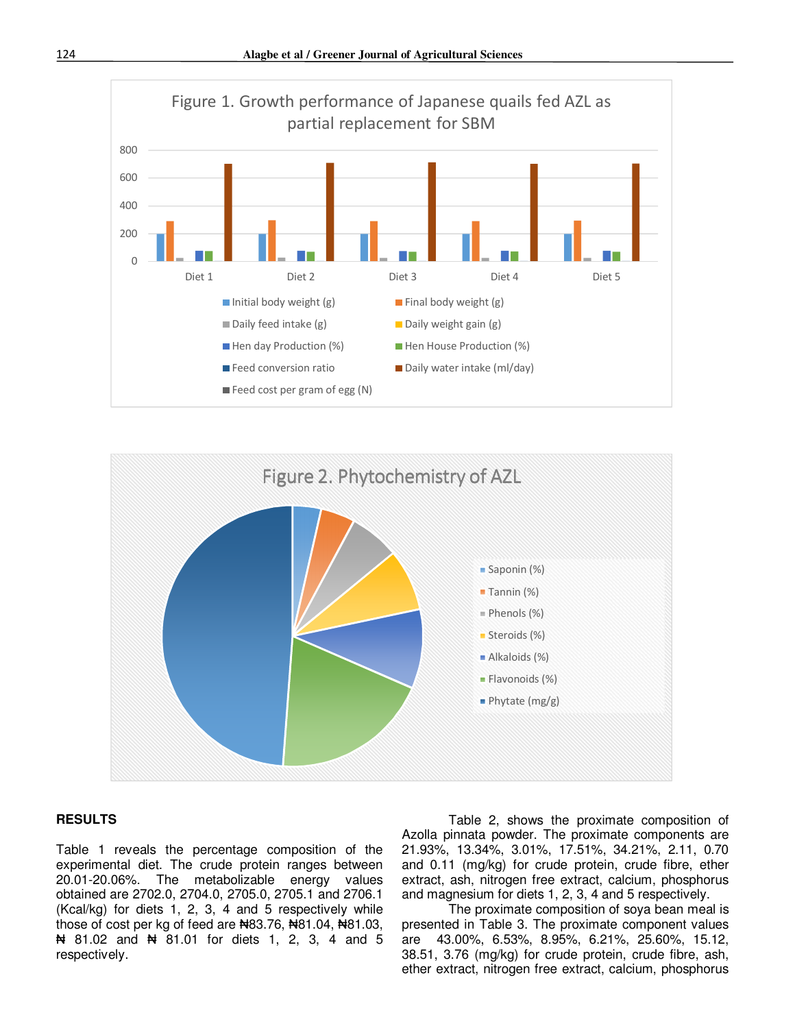Figure 1. Growth performance of Japanese quails fed AZL as partial replacement for SBM

Figure 2. Phytochemistry of AZL

## RESULTS

Table 1 reveals the percentage composition of the experimental diet. The crude protein ranges between 20.01-20.06%. The metabolizable energy values obtained are 2702.0, 2704.0, 2705.0, 2705.1 and 2706.1 (Kcal/kg) for diets 1, 2, 3, 4 and 5 respectively while those of cost per kg of feed are ₦83.76, ₦81.04, ₦81.03, ₦ 81.02 and ₦ 81.01 for diets 1, 2, 3, 4 and 5 respectively.

Table 2, shows the proximate composition of Azolla pinnata powder. The proximate components are 21.93%, 13.34%, 3.01%, 17.51%, 34.21%, 2.11, 0.70 and 0.11 (mg/kg) for crude protein, crude fibre, ether extract, ash, nitrogen free extract, calcium, phosphorus and magnesium for diets 1, 2, 3, 4 and 5 respectively.

The proximate composition of soya bean meal is presented in Table 3. The proximate component values are 43.00%, 6.53%, 8.95%, 6.21%, 25.60%, 15.12, 38.51, 3.76 (mg/kg) for crude protein, crude fibre, ash, ether extract, nitrogen free extract, calcium, phosphorus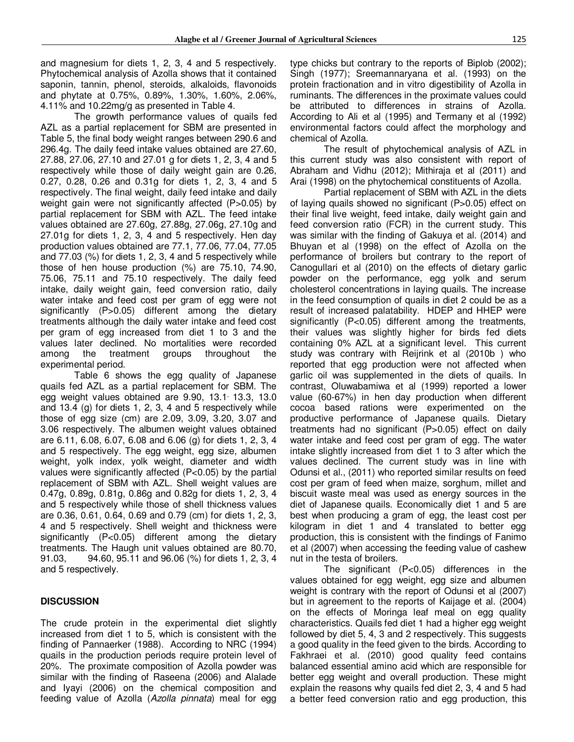and magnesium for diets 1, 2, 3, 4 and 5 respectively. Phytochemical analysis of Azolla shows that it contained saponin, tannin, phenol, steroids, alkaloids, flavonoids and phytate at 0.75%, 0.89%, 1.30%, 1.60%, 2.06%, 4.11% and 10.22mg/g as presented in Table 4.

The growth performance values of quails fed AZL as a partial replacement for SBM are presented in Table 5, the final body weight ranges between 290.6 and 296.4g. The daily feed intake values obtained are 27.60, 27.88, 27.06, 27.10 and 27.01 g for diets 1, 2, 3, 4 and 5 respectively while those of daily weight gain are 0.26, 0.27, 0.28, 0.26 and 0.31g for diets 1, 2, 3, 4 and 5 respectively. The final weight, daily feed intake and daily weight gain were not significantly affected (P>0.05) by partial replacement for SBM with AZL. The feed intake values obtained are 27.60g, 27.88g, 27.06g, 27.10g and 27.01g for diets 1, 2, 3, 4 and 5 respectively. Hen day production values obtained are 77.1, 77.06, 77.04, 77.05 and 77.03 (%) for diets 1, 2, 3, 4 and 5 respectively while those of hen house production (%) are 75.10, 74.90, 75.06, 75.11 and 75.10 respectively. The daily feed intake, daily weight gain, feed conversion ratio, daily water intake and feed cost per gram of egg were not significantly (P>0.05) different among the dietary treatments although the daily water intake and feed cost per gram of egg increased from diet 1 to 3 and the values later declined. No mortalities were recorded among the treatment groups throughout the experimental period.

Table 6 shows the egg quality of Japanese quails fed AZL as a partial replacement for SBM. The egg weight values obtained are 9.90, 13.1, 13.3, 13.0 and 13.4 (g) for diets 1, 2, 3, 4 and 5 respectively while those of egg size (cm) are 2.09, 3.09, 3.20, 3.07 and 3.06 respectively. The albumen weight values obtained are 6.11, 6.08, 6.07, 6.08 and 6.06 (g) for diets 1, 2, 3, 4 and 5 respectively. The egg weight, egg size, albumen weight, yolk index, yolk weight, diameter and width values were significantly affected (P<0.05) by the partial replacement of SBM with AZL. Shell weight values are 0.47g, 0.89g, 0.81g, 0.86g and 0.82g for diets 1, 2, 3, 4 and 5 respectively while those of shell thickness values are 0.36, 0.61, 0.64, 0.69 and 0.79 (cm) for diets 1, 2, 3, 4 and 5 respectively. Shell weight and thickness were significantly (P<0.05) different among the dietary treatments. The Haugh unit values obtained are 80.70, 91.03, 94.60, 95.11 and 96.06 (%) for diets 1, 2, 3, 4 and 5 respectively.

## DISCUSSION

The crude protein in the experimental diet slightly increased from diet 1 to 5, which is consistent with the finding of Pannaerker (1988). According to NRC (1994) quails in the production periods require protein level of 20%. The proximate composition of Azolla powder was similar with the finding of Raseena (2006) and Alalade and Iyayi (2006) on the chemical composition and feeding value of Azolla (*Azolla pinnata*) meal for egg type chicks but contrary to the reports of Biplob (2002); Singh (1977); Sreemannaryana et al. (1993) on the protein fractionation and in vitro digestibility of Azolla in ruminants. The differences in the proximate values could be attributed to differences in strains of Azolla. According to Ali et al (1995) and Termany et al (1992) environmental factors could affect the morphology and chemical of Azolla.

The result of phytochemical analysis of AZL in this current study was also consistent with report of Abraham and Vidhu (2012); Mithiraja et al (2011) and Arai (1998) on the phytochemical constituents of Azolla.

Partial replacement of SBM with AZL in the diets of laying quails showed no significant (P>0.05) effect on their final live weight, feed intake, daily weight gain and feed conversion ratio (FCR) in the current study. This was similar with the finding of Gakuya et al. (2014) and Bhuyan et al (1998) on the effect of Azolla on the performance of broilers but contrary to the report of Canogullari et al (2010) on the effects of dietary garlic powder on the performance, egg yolk and serum cholesterol concentrations in laying quails. The increase in the feed consumption of quails in diet 2 could be as a result of increased palatability. HDEP and HHEP were significantly (P<0.05) different among the treatments, their values was slightly higher for birds fed diets containing 0% AZL at a significant level. This current study was contrary with Reijrink et al (2010b ) who reported that egg production were not affected when garlic oil was supplemented in the diets of quails. In contrast, Oluwabamiwa et al (1999) reported a lower value (60-67%) in hen day production when different cocoa based rations were experimented on the productive performance of Japanese quails. Dietary treatments had no significant (P>0.05) effect on daily water intake and feed cost per gram of egg. The water intake slightly increased from diet 1 to 3 after which the values declined. The current study was in line with Odunsi et al., (2011) who reported similar results on feed cost per gram of feed when maize, sorghum, millet and biscuit waste meal was used as energy sources in the diet of Japanese quails. Economically diet 1 and 5 are best when producing a gram of egg, the least cost per kilogram in diet 1 and 4 translated to better egg production, this is consistent with the findings of Fanimo et al (2007) when accessing the feeding value of cashew nut in the testa of broilers.

The significant (P<0.05) differences in the values obtained for egg weight, egg size and albumen weight is contrary with the report of Odunsi et al (2007) but in agreement to the reports of Kaijage et al. (2004) on the effects of Moringa leaf meal on egg quality characteristics. Quails fed diet 1 had a higher egg weight followed by diet 5, 4, 3 and 2 respectively. This suggests a good quality in the feed given to the birds. According to Fakhraei et al. (2010) good quality feed contains balanced essential amino acid which are responsible for better egg weight and overall production. These might explain the reasons why quails fed diet 2, 3, 4 and 5 had a better feed conversion ratio and egg production, this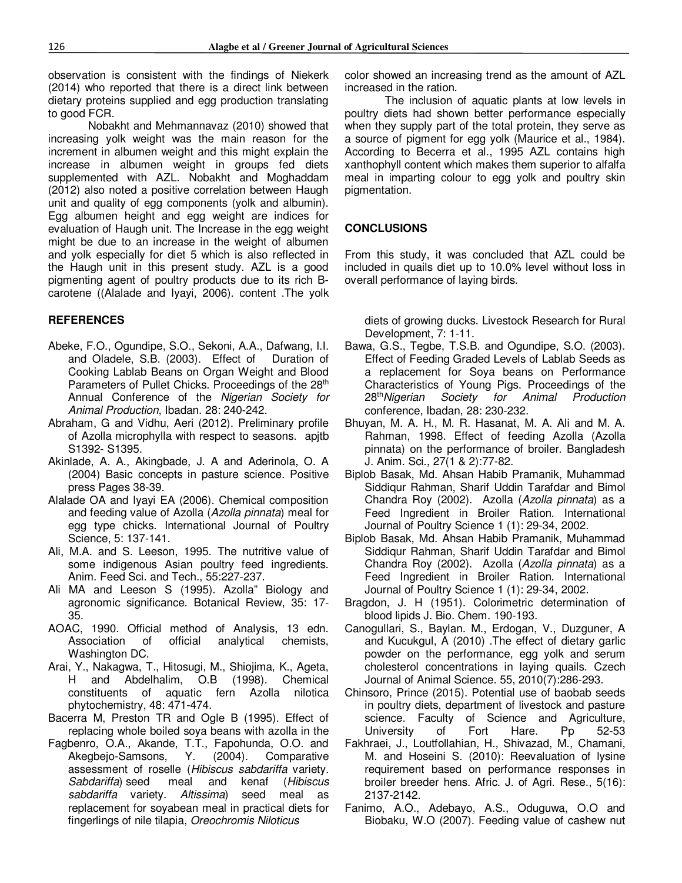observation is consistent with the findings of Niekerk (2014) who reported that there is a direct link between dietary proteins supplied and egg production translating to good FCR.

Nobakht and Mehmannavaz (2010) showed that increasing yolk weight was the main reason for the increment in albumen weight and this might explain the increase in albumen weight in groups fed diets supplemented with AZL. Nobakht and Moghaddam (2012) also noted a positive correlation between Haugh unit and quality of egg components (yolk and albumin). Egg albumen height and egg weight are indices for evaluation of Haugh unit. The Increase in the egg weight might be due to an increase in the weight of albumen and yolk especially for diet 5 which is also reflected in the Haugh unit in this present study. AZL is a good pigmenting agent of poultry products due to its rich B-carotene ((Alalade and Iyayi, 2006). content .The yolk color showed an increasing trend as the amount of AZL increased in the ration.

The inclusion of aquatic plants at low levels in poultry diets had shown better performance especially when they supply part of the total protein, they serve as a source of pigment for egg yolk (Maurice et al., 1984). According to Becerra et al., 1995 AZL contains high xanthophyll content which makes them superior to alfalfa meal in imparting colour to egg yolk and poultry skin pigmentation.

## CONCLUSIONS

From this study, it was concluded that AZL could be included in quails diet up to 10.0% level without loss in overall performance of laying birds.

## REFERENCES

- Abeke, F.O., Ogundipe, S.O., Sekoni, A.A., Dafwang, I.I. and Oladele, S.B. (2003). Effect of Duration of Cooking Lablab Beans on Organ Weight and Blood Parameters of Pullet Chicks. Proceedings of the 28th Annual Conference of the *Nigerian Society for Animal Production*, Ibadan. 28: 240-242.
- Abraham, G and Vidhu, Aeri (2012). Preliminary profile of Azolla microphylla with respect to seasons. apjtb S1392- S1395.
- Akinlade, A. A., Akingbade, J. A and Aderinola, O. A (2004) Basic concepts in pasture science. Positive press Pages 38-39.
- Alalade OA and Iyayi EA (2006). Chemical composition and feeding value of Azolla (*Azolla pinnata*) meal for egg type chicks. International Journal of Poultry Science, 5: 137-141.
- Ali, M.A. and S. Leeson, 1995. The nutritive value of some indigenous Asian poultry feed ingredients. Anim. Feed Sci. and Tech., 55:227-237.
- Ali MA and Leeson S (1995). Azolla" Biology and agronomic significance. Botanical Review, 35: 17-35.
- AOAC, 1990. Official method of Analysis, 13 edn. Association of official analytical chemists, Washington DC.
- Arai, Y., Nakagwa, T., Hitosugi, M., Shiojima, K., Ageta, H and Abdelhalim, O.B (1998). Chemical constituents of aquatic fern Azolla nilotica phytochemistry, 48: 471-474.
- Bacerra M, Preston TR and Ogle B (1995). Effect of replacing whole boiled soya beans with azolla in the diets of growing ducks. Livestock Research for Rural Development, 7: 1-11.
- Fagbenro, O.A., Akande, T.T., Fapohunda, O.O. and Akegbejo-Samsons, Y. (2004). Comparative assessment of roselle (*Hibiscus sabdariffa* variety. *Sabdariffa*) seed meal and kenaf (*Hibiscus sabdariffa* variety. *Altissima*) seed meal as replacement for soyabean meal in practical diets for fingerlings of nile tilapia, *Oreochromis Niloticus*
- Bawa, G.S., Tegbe, T.S.B. and Ogundipe, S.O. (2003). Effect of Feeding Graded Levels of Lablab Seeds as a replacement for Soya beans on Performance Characteristics of Young Pigs. Proceedings of the 28th *Nigerian Society for Animal Production* conference, Ibadan, 28: 230-232.
- Bhuyan, M. A. H., M. R. Hasanat, M. A. Ali and M. A. Rahman, 1998. Effect of feeding Azolla (Azolla pinnata) on the performance of broiler. Bangladesh J. Anim. Sci., 27(1 & 2):77-82.
- Biplob Basak, Md. Ahsan Habib Pramanik, Muhammad Siddiqur Rahman, Sharif Uddin Tarafdar and Bimol Chandra Roy (2002). Azolla (*Azolla pinnata*) as a Feed Ingredient in Broiler Ration. International Journal of Poultry Science 1 (1): 29-34, 2002.
- Biplob Basak, Md. Ahsan Habib Pramanik, Muhammad Siddiqur Rahman, Sharif Uddin Tarafdar and Bimol Chandra Roy (2002). Azolla (*Azolla pinnata*) as a Feed Ingredient in Broiler Ration. International Journal of Poultry Science 1 (1): 29-34, 2002.
- Bragdon, J. H (1951). Colorimetric determination of blood lipids J. Bio. Chem. 190-193.
- Canogullari, S., Baylan. M., Erdogan, V., Duzguner, A and Kucukgul, A (2010) .The effect of dietary garlic powder on the performance, egg yolk and serum cholesterol concentrations in laying quails. Czech Journal of Animal Science. 55, 2010(7):286-293.
- Chinsoro, Prince (2015). Potential use of baobab seeds in poultry diets, department of livestock and pasture science. Faculty of Science and Agriculture, University of Fort Hare. Pp 52-53
- Fakhraei, J., Loutfollahian, H., Shivazad, M., Chamani, M. and Hoseini S. (2010): Reevaluation of lysine requirement based on performance responses in broiler breeder hens. Afric. J. of Agri. Rese., 5(16): 2137-2142.
- Fanimo, A.O., Adebayo, A.S., Oduguwa, O.O and Biobaku, W.O (2007). Feeding value of cashew nut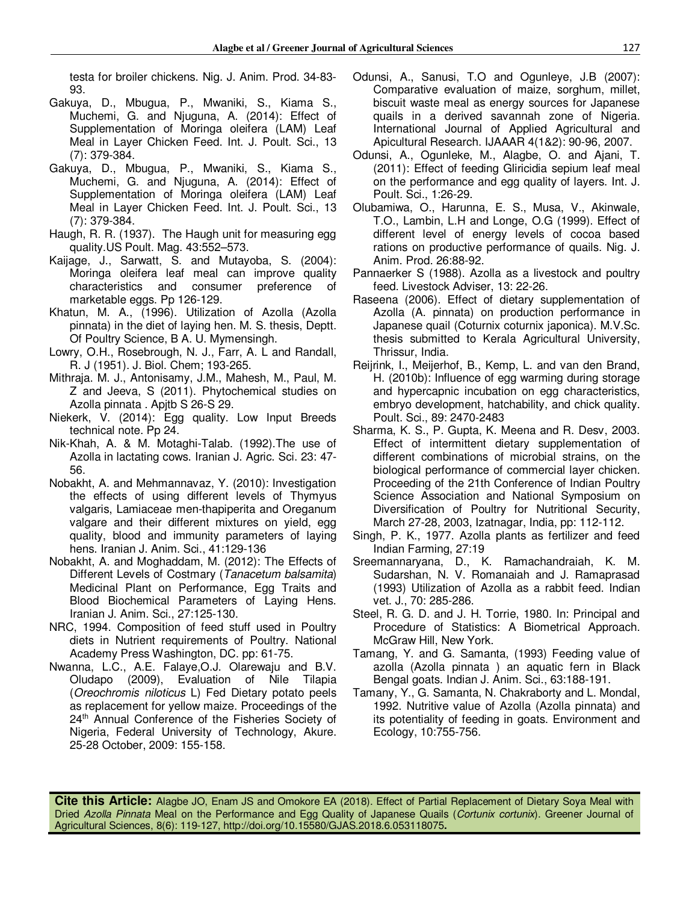testa for broiler chickens. Nig. J. Anim. Prod. 34-83-93.

Gakuya, D., Mbugua, P., Mwaniki, S., Kiama S., Muchemi, G. and Njuguna, A. (2014): Effect of Supplementation of Moringa oleifera (LAM) Leaf Meal in Layer Chicken Feed. Int. J. Poult. Sci., 13 (7): 379-384.

Gakuya, D., Mbugua, P., Mwaniki, S., Kiama S., Muchemi, G. and Njuguna, A. (2014): Effect of Supplementation of Moringa oleifera (LAM) Leaf Meal in Layer Chicken Feed. Int. J. Poult. Sci., 13 (7): 379-384.

Haugh, R. R. (1937). The Haugh unit for measuring egg quality.US Poult. Mag. 43:552–573.

Kaijage, J., Sarwatt, S. and Mutayoba, S. (2004): Moringa oleifera leaf meal can improve quality characteristics and consumer preference of marketable eggs. Pp 126-129.

Khatun, M. A., (1996). Utilization of Azolla (Azolla pinnata) in the diet of laying hen. M. S. thesis, Deptt. Of Poultry Science, B A. U. Mymensingh.

Lowry, O.H., Rosebrough, N. J., Farr, A. L and Randall, R. J (1951). J. Biol. Chem; 193-265.

Mithraja. M. J., Antonisamy, J.M., Mahesh, M., Paul, M. Z and Jeeva, S (2011). Phytochemical studies on Azolla pinnata . Apjtb S 26-S 29.

Niekerk, V. (2014): Egg quality. Low Input Breeds technical note. Pp 24.

Nik-Khah, A. & M. Motaghi-Talab. (1992).The use of Azolla in lactating cows. Iranian J. Agric. Sci. 23: 47-56.

Nobakht, A. and Mehmannavaz, Y. (2010): Investigation the effects of using different levels of Thymyus valgaris, Lamiaceae men-thapiperita and Oreganum valgare and their different mixtures on yield, egg quality, blood and immunity parameters of laying hens. Iranian J. Anim. Sci., 41:129-136

Nobakht, A. and Moghaddam, M. (2012): The Effects of Different Levels of Costmary (*Tanacetum balsamita*) Medicinal Plant on Performance, Egg Traits and Blood Biochemical Parameters of Laying Hens. Iranian J. Anim. Sci., 27:125-130.

NRC, 1994. Composition of feed stuff used in Poultry diets in Nutrient requirements of Poultry. National Academy Press Washington, DC. pp: 61-75.

Nwanna, L.C., A.E. Falaye,O.J. Olarewaju and B.V. Oludapo (2009), Evaluation of Nile Tilapia (*Oreochromis niloticus* L) Fed Dietary potato peels as replacement for yellow maize. Proceedings of the 24th Annual Conference of the Fisheries Society of Nigeria, Federal University of Technology, Akure. 25-28 October, 2009: 155-158.

Odunsi, A., Sanusi, T.O and Ogunleye, J.B (2007): Comparative evaluation of maize, sorghum, millet, biscuit waste meal as energy sources for Japanese quails in a derived savannah zone of Nigeria. International Journal of Applied Agricultural and Apicultural Research. IJAAAR 4(1&2): 90-96, 2007.

Odunsi, A., Ogunleke, M., Alagbe, O. and Ajani, T. (2011): Effect of feeding Gliricidia sepium leaf meal on the performance and egg quality of layers. Int. J. Poult. Sci., 1:26-29.

Olubamiwa, O., Harunna, E. S., Musa, V., Akinwale, T.O., Lambin, L.H and Longe, O.G (1999). Effect of different level of energy levels of cocoa based rations on productive performance of quails. Nig. J. Anim. Prod. 26:88-92.

Pannaerker S (1988). Azolla as a livestock and poultry feed. Livestock Adviser, 13: 22-26.

Raseena (2006). Effect of dietary supplementation of Azolla (A. pinnata) on production performance in Japanese quail (Coturnix coturnix japonica). M.V.Sc. thesis submitted to Kerala Agricultural University, Thrissur, India.

Reijrink, I., Meijerhof, B., Kemp, L. and van den Brand, H. (2010b): Influence of egg warming during storage and hypercapnic incubation on egg characteristics, embryo development, hatchability, and chick quality. Poult. Sci., 89: 2470-2483

Sharma, K. S., P. Gupta, K. Meena and R. Desv, 2003. Effect of intermittent dietary supplementation of different combinations of microbial strains, on the biological performance of commercial layer chicken. Proceeding of the 21th Conference of Indian Poultry Science Association and National Symposium on Diversification of Poultry for Nutritional Security, March 27-28, 2003, Izatnagar, India, pp: 112-112.

Singh, P. K., 1977. Azolla plants as fertilizer and feed Indian Farming, 27:19

Sreemannaryana, D., K. Ramachandraiah, K. M. Sudarshan, N. V. Romanaiah and J. Ramaprasad (1993) Utilization of Azolla as a rabbit feed. Indian vet. J., 70: 285-286.

Steel, R. G. D. and J. H. Torrie, 1980. In: Principal and Procedure of Statistics: A Biometrical Approach. McGraw Hill, New York.

Tamang, Y. and G. Samanta, (1993) Feeding value of azolla (Azolla pinnata ) an aquatic fern in Black Bengal goats. Indian J. Anim. Sci., 63:188-191.

Tamany, Y., G. Samanta, N. Chakraborty and L. Mondal, 1992. Nutritive value of Azolla (Azolla pinnata) and its potentiality of feeding in goats. Environment and Ecology, 10:755-756.

**Cite this Article:** Alagbe JO, Enam JS and Omokore EA (2018). Effect of Partial Replacement of Dietary Soya Meal with Dried *Azolla Pinnata* Meal on the Performance and Egg Quality of Japanese Quails (*Cortunix cortunix*). Greener Journal of Agricultural Sciences, 8(6): 119-127, http://doi.org/10.15580/GJAS.2018.6.053118075**.**